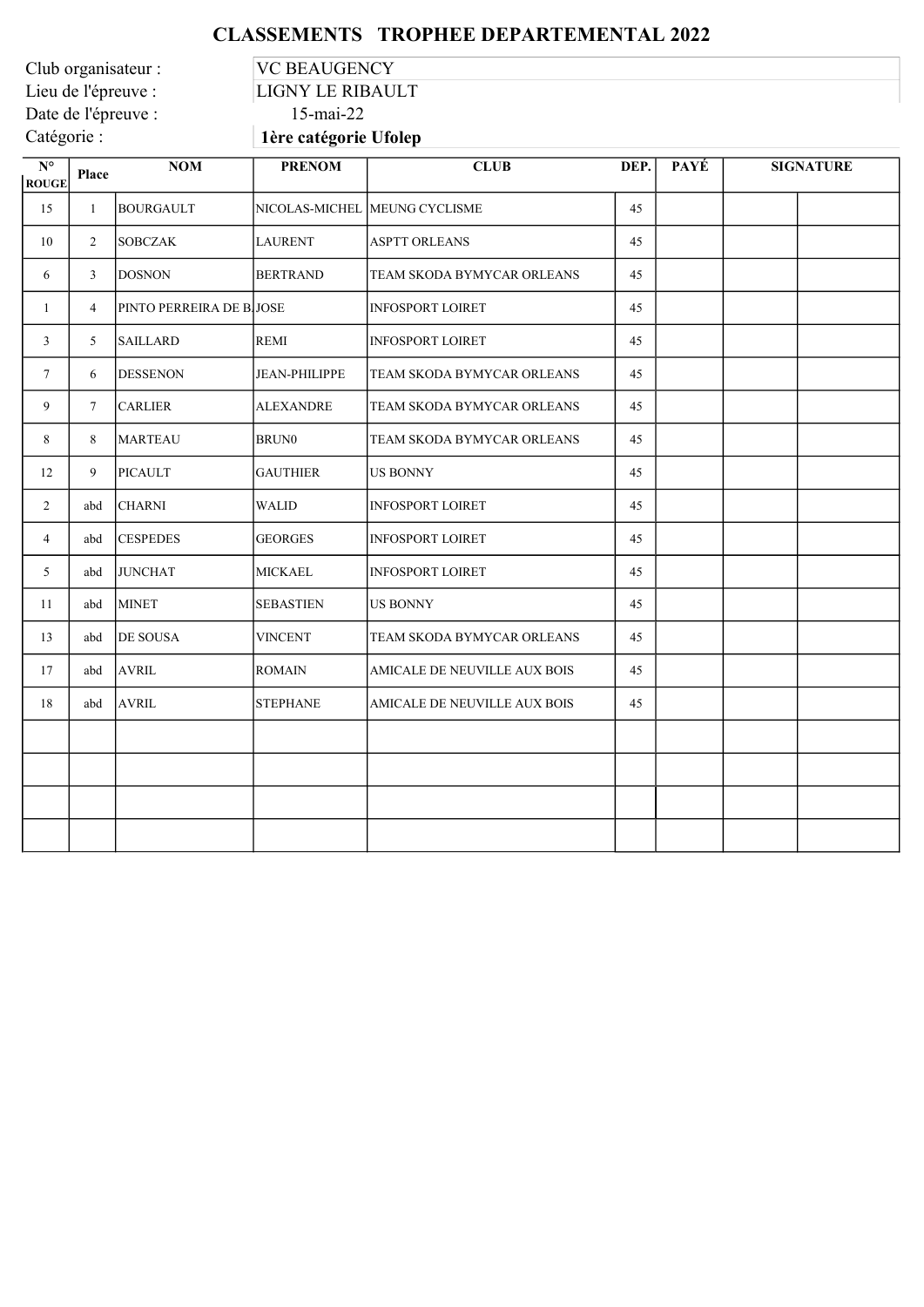# CLASSEMENTS TROPHEE DEPARTEMENTAL 2022

Club organisateur : VC BEAUGENCY
Lieu de l'épreuve : LIGNY LE RIBAULT
Date de l'épreuve : 15-mai-22
Catégorie : **1ère catégorie Ufolep**

| N° ROUGE | Place | NOM | PRENOM | CLUB | DEP. | PAYÉ | SIGNATURE | |
|---|---|---|---|---|---|---|---|---|
| 15 | 1 | BOURGAULT | NICOLAS-MICHEL | MEUNG CYCLISME | 45 | | | |
| 10 | 2 | SOBCZAK | LAURENT | ASPTT ORLEANS | 45 | | | |
| 6 | 3 | DOSNON | BERTRAND | TEAM SKODA BYMYCAR ORLEANS | 45 | | | |
| 1 | 4 | PINTO PERREIRA DE B. | JOSE | INFOSPORT LOIRET | 45 | | | |
| 3 | 5 | SAILLARD | REMI | INFOSPORT LOIRET | 45 | | | |
| 7 | 6 | DESSENON | JEAN-PHILIPPE | TEAM SKODA BYMYCAR ORLEANS | 45 | | | |
| 9 | 7 | CARLIER | ALEXANDRE | TEAM SKODA BYMYCAR ORLEANS | 45 | | | |
| 8 | 8 | MARTEAU | BRUN0 | TEAM SKODA BYMYCAR ORLEANS | 45 | | | |
| 12 | 9 | PICAULT | GAUTHIER | US BONNY | 45 | | | |
| 2 | abd | CHARNI | WALID | INFOSPORT LOIRET | 45 | | | |
| 4 | abd | CESPEDES | GEORGES | INFOSPORT LOIRET | 45 | | | |
| 5 | abd | JUNCHAT | MICKAEL | INFOSPORT LOIRET | 45 | | | |
| 11 | abd | MINET | SEBASTIEN | US BONNY | 45 | | | |
| 13 | abd | DE SOUSA | VINCENT | TEAM SKODA BYMYCAR ORLEANS | 45 | | | |
| 17 | abd | AVRIL | ROMAIN | AMICALE DE NEUVILLE AUX BOIS | 45 | | | |
| 18 | abd | AVRIL | STEPHANE | AMICALE DE NEUVILLE AUX BOIS | 45 | | | |
| | | | | | | | | |
| | | | | | | | | |
| | | | | | | | | |
| | | | | | | | | |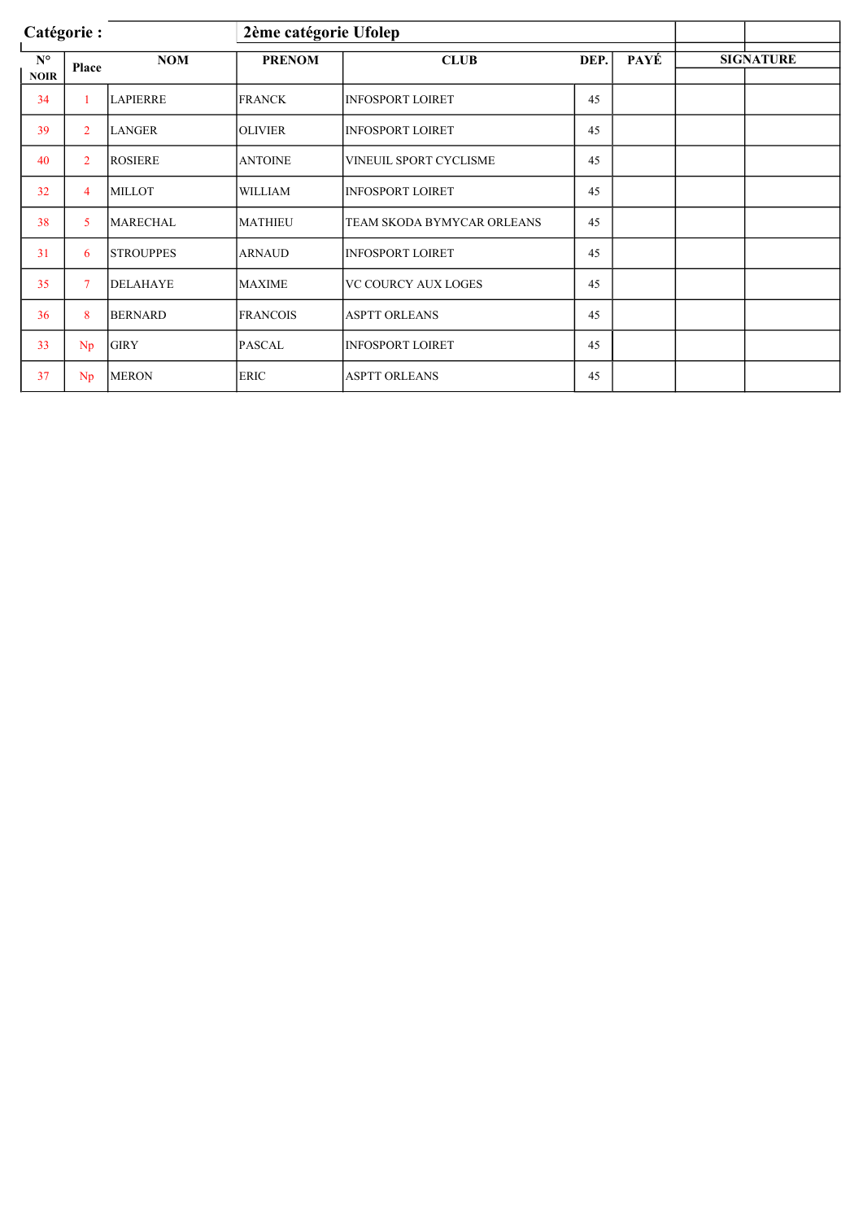| Catégorie : | | 2ème catégorie Ufolep | | | | | |
|---|---|---|---|---|---|---|---|
| N° NOIR | Place | NOM | PRENOM | CLUB | DEP. | PAYÉ | SIGNATURE |
| 34 | 1 | LAPIERRE | FRANCK | INFOSPORT LOIRET | 45 | | |
| 39 | 2 | LANGER | OLIVIER | INFOSPORT LOIRET | 45 | | |
| 40 | 2 | ROSIERE | ANTOINE | VINEUIL SPORT CYCLISME | 45 | | |
| 32 | 4 | MILLOT | WILLIAM | INFOSPORT LOIRET | 45 | | |
| 38 | 5 | MARECHAL | MATHIEU | TEAM SKODA BYMYCAR ORLEANS | 45 | | |
| 31 | 6 | STROUPPES | ARNAUD | INFOSPORT LOIRET | 45 | | |
| 35 | 7 | DELAHAYE | MAXIME | VC COURCY AUX LOGES | 45 | | |
| 36 | 8 | BERNARD | FRANCOIS | ASPTT ORLEANS | 45 | | |
| 33 | Np | GIRY | PASCAL | INFOSPORT LOIRET | 45 | | |
| 37 | Np | MERON | ERIC | ASPTT ORLEANS | 45 | | |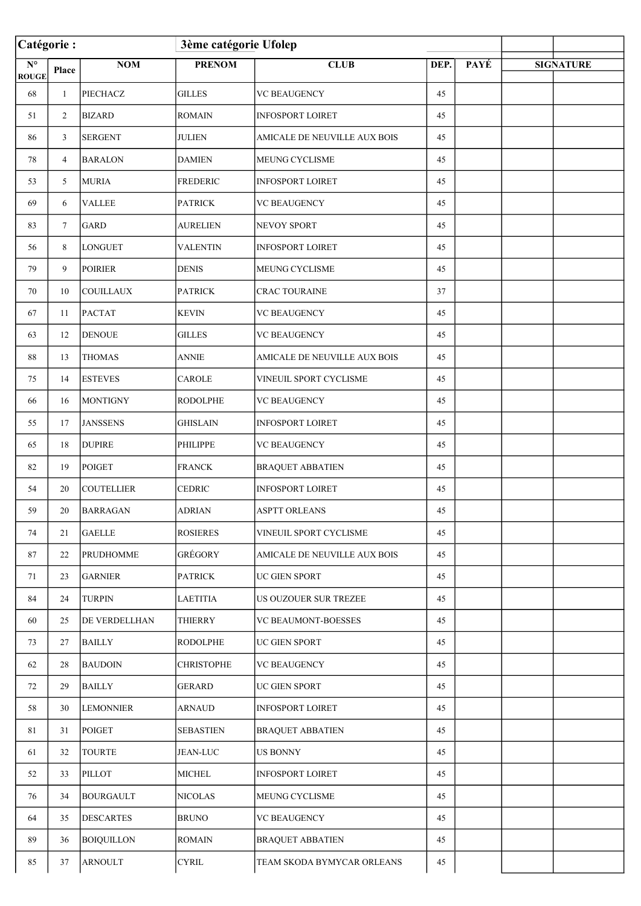| Catégorie : | | 3ème catégorie Ufolep | | | | | |
|---|---|---|---|---|---|---|---|
| N° ROUGE | Place | NOM | PRENOM | CLUB | DEP. | PAYÉ | SIGNATURE |
| 68 | 1 | PIECHACZ | GILLES | VC BEAUGENCY | 45 | | |
| 51 | 2 | BIZARD | ROMAIN | INFOSPORT LOIRET | 45 | | |
| 86 | 3 | SERGENT | JULIEN | AMICALE DE NEUVILLE AUX BOIS | 45 | | |
| 78 | 4 | BARALON | DAMIEN | MEUNG CYCLISME | 45 | | |
| 53 | 5 | MURIA | FREDERIC | INFOSPORT LOIRET | 45 | | |
| 69 | 6 | VALLEE | PATRICK | VC BEAUGENCY | 45 | | |
| 83 | 7 | GARD | AURELIEN | NEVOY SPORT | 45 | | |
| 56 | 8 | LONGUET | VALENTIN | INFOSPORT LOIRET | 45 | | |
| 79 | 9 | POIRIER | DENIS | MEUNG CYCLISME | 45 | | |
| 70 | 10 | COUILLAUX | PATRICK | CRAC TOURAINE | 37 | | |
| 67 | 11 | PACTAT | KEVIN | VC BEAUGENCY | 45 | | |
| 63 | 12 | DENOUE | GILLES | VC BEAUGENCY | 45 | | |
| 88 | 13 | THOMAS | ANNIE | AMICALE DE NEUVILLE AUX BOIS | 45 | | |
| 75 | 14 | ESTEVES | CAROLE | VINEUIL SPORT CYCLISME | 45 | | |
| 66 | 16 | MONTIGNY | RODOLPHE | VC BEAUGENCY | 45 | | |
| 55 | 17 | JANSSENS | GHISLAIN | INFOSPORT LOIRET | 45 | | |
| 65 | 18 | DUPIRE | PHILIPPE | VC BEAUGENCY | 45 | | |
| 82 | 19 | POIGET | FRANCK | BRAQUET ABBATIEN | 45 | | |
| 54 | 20 | COUTELLIER | CEDRIC | INFOSPORT LOIRET | 45 | | |
| 59 | 20 | BARRAGAN | ADRIAN | ASPTT ORLEANS | 45 | | |
| 74 | 21 | GAELLE | ROSIERES | VINEUIL SPORT CYCLISME | 45 | | |
| 87 | 22 | PRUDHOMME | GRÉGORY | AMICALE DE NEUVILLE AUX BOIS | 45 | | |
| 71 | 23 | GARNIER | PATRICK | UC GIEN SPORT | 45 | | |
| 84 | 24 | TURPIN | LAETITIA | US OUZOUER SUR TREZEE | 45 | | |
| 60 | 25 | DE VERDELLHAN | THIERRY | VC BEAUMONT-BOESSES | 45 | | |
| 73 | 27 | BAILLY | RODOLPHE | UC GIEN SPORT | 45 | | |
| 62 | 28 | BAUDOIN | CHRISTOPHE | VC BEAUGENCY | 45 | | |
| 72 | 29 | BAILLY | GERARD | UC GIEN SPORT | 45 | | |
| 58 | 30 | LEMONNIER | ARNAUD | INFOSPORT LOIRET | 45 | | |
| 81 | 31 | POIGET | SEBASTIEN | BRAQUET ABBATIEN | 45 | | |
| 61 | 32 | TOURTE | JEAN-LUC | US BONNY | 45 | | |
| 52 | 33 | PILLOT | MICHEL | INFOSPORT LOIRET | 45 | | |
| 76 | 34 | BOURGAULT | NICOLAS | MEUNG CYCLISME | 45 | | |
| 64 | 35 | DESCARTES | BRUNO | VC BEAUGENCY | 45 | | |
| 89 | 36 | BOIQUILLON | ROMAIN | BRAQUET ABBATIEN | 45 | | |
| 85 | 37 | ARNOULT | CYRIL | TEAM SKODA BYMYCAR ORLEANS | 45 | | |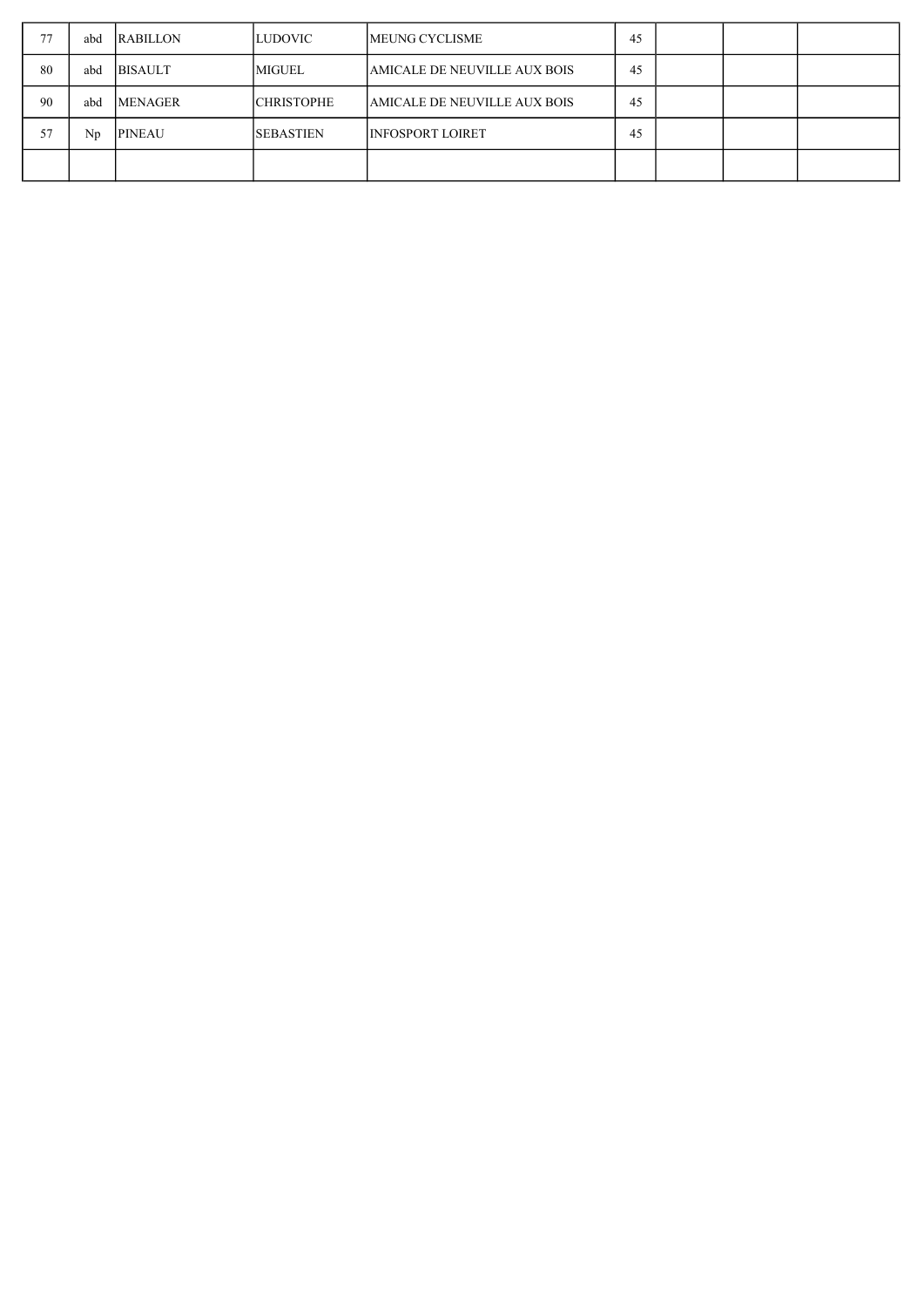| | | | | | | | | |
|---|---|---|---|---|---|---|---|---|
| 77 | abd | RABILLON | LUDOVIC | MEUNG CYCLISME | 45 | | | |
| 80 | abd | BISAULT | MIGUEL | AMICALE DE NEUVILLE AUX BOIS | 45 | | | |
| 90 | abd | MENAGER | CHRISTOPHE | AMICALE DE NEUVILLE AUX BOIS | 45 | | | |
| 57 | Np | PINEAU | SEBASTIEN | INFOSPORT LOIRET | 45 | | | |
| | | | | | | | | |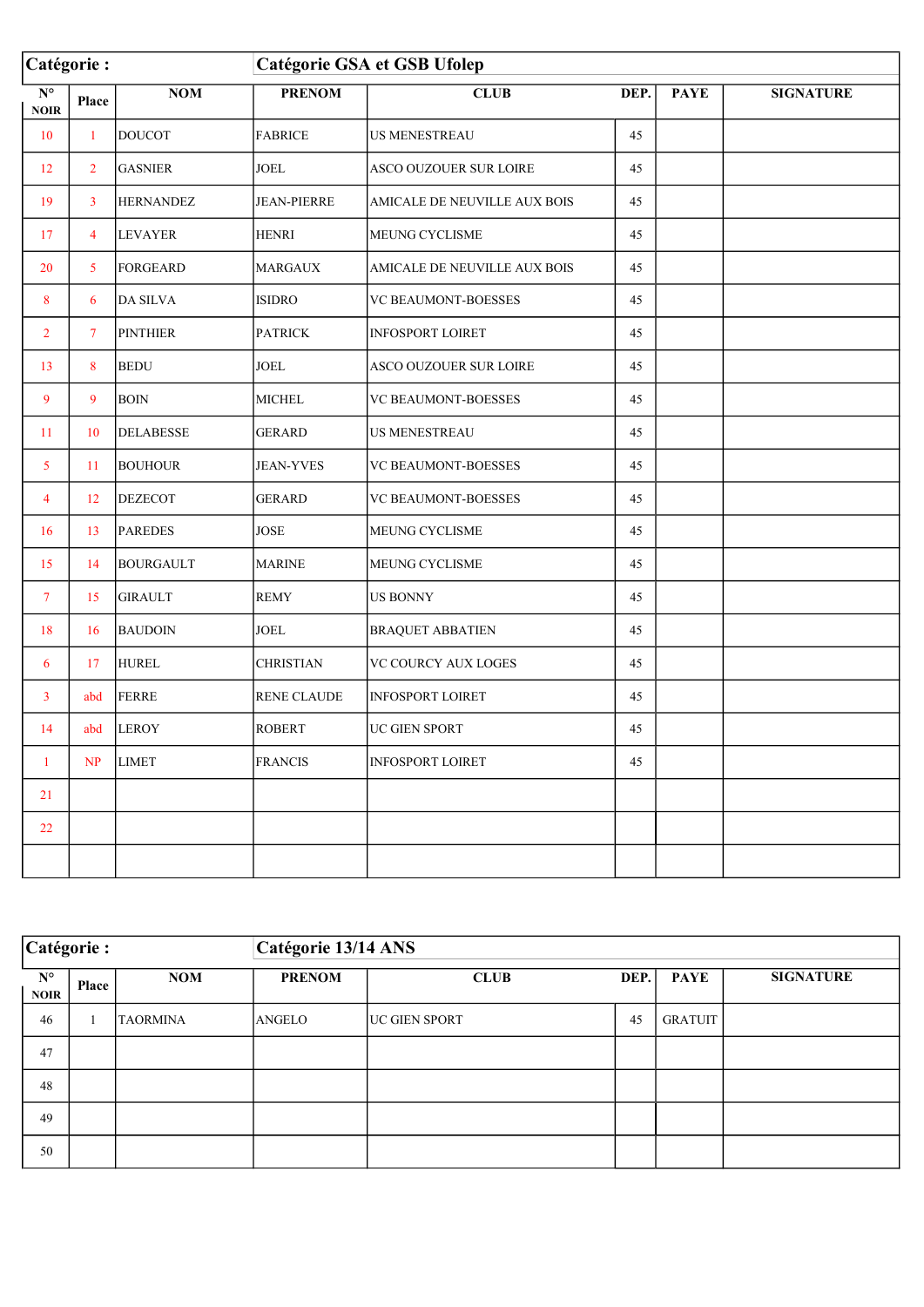| Catégorie : | | Catégorie GSA et GSB Ufolep | | | | |
|---|---|---|---|---|---|---|
| **N° NOIR** | **Place** | **NOM** | **PRENOM** | **CLUB** | **DEP.** | **PAYE** | **SIGNATURE** |
| 10 | 1 | DOUCOT | FABRICE | US MENESTREAU | 45 | | |
| 12 | 2 | GASNIER | JOEL | ASCO OUZOUER SUR LOIRE | 45 | | |
| 19 | 3 | HERNANDEZ | JEAN-PIERRE | AMICALE DE NEUVILLE AUX BOIS | 45 | | |
| 17 | 4 | LEVAYER | HENRI | MEUNG CYCLISME | 45 | | |
| 20 | 5 | FORGEARD | MARGAUX | AMICALE DE NEUVILLE AUX BOIS | 45 | | |
| 8 | 6 | DA SILVA | ISIDRO | VC BEAUMONT-BOESSES | 45 | | |
| 2 | 7 | PINTHIER | PATRICK | INFOSPORT LOIRET | 45 | | |
| 13 | 8 | BEDU | JOEL | ASCO OUZOUER SUR LOIRE | 45 | | |
| 9 | 9 | BOIN | MICHEL | VC BEAUMONT-BOESSES | 45 | | |
| 11 | 10 | DELABESSE | GERARD | US MENESTREAU | 45 | | |
| 5 | 11 | BOUHOUR | JEAN-YVES | VC BEAUMONT-BOESSES | 45 | | |
| 4 | 12 | DEZECOT | GERARD | VC BEAUMONT-BOESSES | 45 | | |
| 16 | 13 | PAREDES | JOSE | MEUNG CYCLISME | 45 | | |
| 15 | 14 | BOURGAULT | MARINE | MEUNG CYCLISME | 45 | | |
| 7 | 15 | GIRAULT | REMY | US BONNY | 45 | | |
| 18 | 16 | BAUDOIN | JOEL | BRAQUET ABBATIEN | 45 | | |
| 6 | 17 | HUREL | CHRISTIAN | VC COURCY AUX LOGES | 45 | | |
| 3 | abd | FERRE | RENE CLAUDE | INFOSPORT LOIRET | 45 | | |
| 14 | abd | LEROY | ROBERT | UC GIEN SPORT | 45 | | |
| 1 | NP | LIMET | FRANCIS | INFOSPORT LOIRET | 45 | | |
| 21 | | | | | | | |
| 22 | | | | | | | |
| | | | | | | | |

| Catégorie : | | Catégorie 13/14 ANS | | | | |
|---|---|---|---|---|---|---|
| **N° NOIR** | **Place** | **NOM** | **PRENOM** | **CLUB** | **DEP.** | **PAYE** | **SIGNATURE** |
| 46 | 1 | TAORMINA | ANGELO | UC GIEN SPORT | 45 | GRATUIT | |
| 47 | | | | | | | |
| 48 | | | | | | | |
| 49 | | | | | | | |
| 50 | | | | | | | |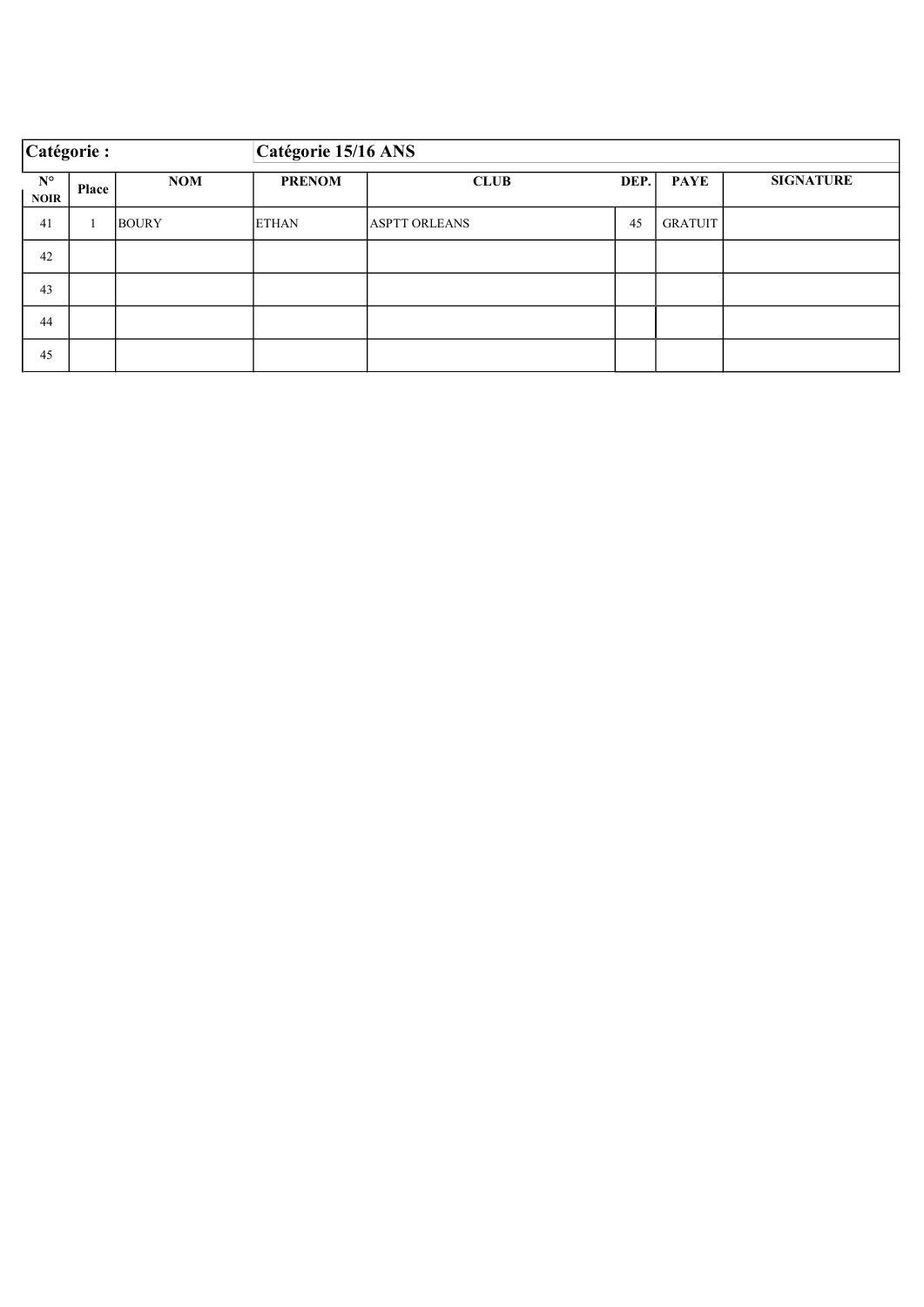| Catégorie : | | Catégorie 15/16 ANS | | | | | |
|---|---|---|---|---|---|---|---|
| N° NOIR | Place | NOM | PRENOM | CLUB | DEP. | PAYE | SIGNATURE |
| 41 | 1 | BOURY | ETHAN | ASPTT ORLEANS | 45 | GRATUIT | |
| 42 | | | | | | | |
| 43 | | | | | | | |
| 44 | | | | | | | |
| 45 | | | | | | | |